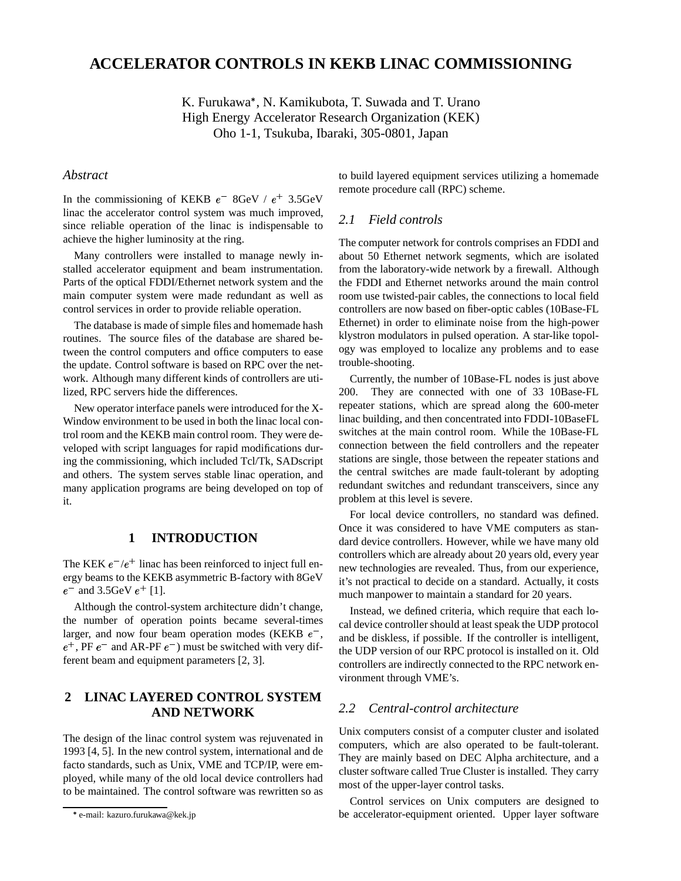# ACCELERATOR CONTROLS IN KEKB LINAC COMMISSIONING

K. Furukawa*, N. Kamikubota, T. Suwada and T. Urano
High Energy Accelerator Research Organization (KEK)
Oho 1-1, Tsukuba, Ibaraki, 305-0801, Japan

## Abstract

In the commissioning of KEKB $e^-$ 8GeV / $e^+$ 3.5GeV linac the accelerator control system was much improved, since reliable operation of the linac is indispensable to achieve the higher luminosity at the ring.

Many controllers were installed to manage newly installed accelerator equipment and beam instrumentation. Parts of the optical FDDI/Ethernet network system and the main computer system were made redundant as well as control services in order to provide reliable operation.

The database is made of simple files and homemade hash routines. The source files of the database are shared between the control computers and office computers to ease the update. Control software is based on RPC over the network. Although many different kinds of controllers are utilized, RPC servers hide the differences.

New operator interface panels were introduced for the X-Window environment to be used in both the linac local control room and the KEKB main control room. They were developed with script languages for rapid modifications during the commissioning, which included Tcl/Tk, SADscript and others. The system serves stable linac operation, and many application programs are being developed on top of it.

## 1 INTRODUCTION

The KEK $e^-$/$e^+$ linac has been reinforced to inject full energy beams to the KEKB asymmetric B-factory with 8GeV $e^-$ and 3.5GeV $e^+$ [1].

Although the control-system architecture didn't change, the number of operation points became several-times larger, and now four beam operation modes (KEKB $e^-$, $e^+$, PF $e^-$ and AR-PF $e^-$) must be switched with very different beam and equipment parameters [2, 3].

## 2 LINAC LAYERED CONTROL SYSTEM AND NETWORK

The design of the linac control system was rejuvenated in 1993 [4, 5]. In the new control system, international and de facto standards, such as Unix, VME and TCP/IP, were employed, while many of the old local device controllers had to be maintained. The control software was rewritten so as to build layered equipment services utilizing a homemade remote procedure call (RPC) scheme.

### 2.1 Field controls

The computer network for controls comprises an FDDI and about 50 Ethernet network segments, which are isolated from the laboratory-wide network by a firewall. Although the FDDI and Ethernet networks around the main control room use twisted-pair cables, the connections to local field controllers are now based on fiber-optic cables (10Base-FL Ethernet) in order to eliminate noise from the high-power klystron modulators in pulsed operation. A star-like topology was employed to localize any problems and to ease trouble-shooting.

Currently, the number of 10Base-FL nodes is just above 200. They are connected with one of 33 10Base-FL repeater stations, which are spread along the 600-meter linac building, and then concentrated into FDDI-10BaseFL switches at the main control room. While the 10Base-FL connection between the field controllers and the repeater stations are single, those between the repeater stations and the central switches are made fault-tolerant by adopting redundant switches and redundant transceivers, since any problem at this level is severe.

For local device controllers, no standard was defined. Once it was considered to have VME computers as standard device controllers. However, while we have many old controllers which are already about 20 years old, every year new technologies are revealed. Thus, from our experience, it's not practical to decide on a standard. Actually, it costs much manpower to maintain a standard for 20 years.

Instead, we defined criteria, which require that each local device controller should at least speak the UDP protocol and be diskless, if possible. If the controller is intelligent, the UDP version of our RPC protocol is installed on it. Old controllers are indirectly connected to the RPC network environment through VME's.

### 2.2 Central-control architecture

Unix computers consist of a computer cluster and isolated computers, which are also operated to be fault-tolerant. They are mainly based on DEC Alpha architecture, and a cluster software called True Cluster is installed. They carry most of the upper-layer control tasks.

Control services on Unix computers are designed to be accelerator-equipment oriented. Upper layer software

* e-mail: kazuro.furukawa@kek.jp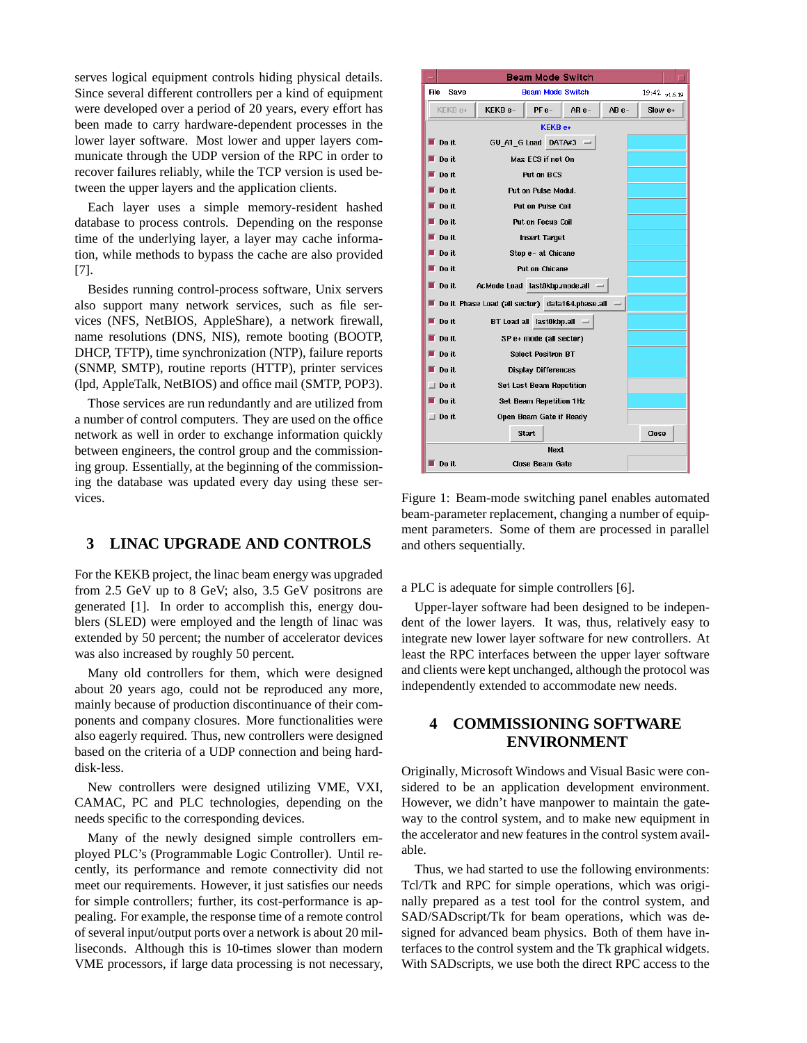serves logical equipment controls hiding physical details. Since several different controllers per a kind of equipment were developed over a period of 20 years, every effort has been made to carry hardware-dependent processes in the lower layer software. Most lower and upper layers communicate through the UDP version of the RPC in order to recover failures reliably, while the TCP version is used between the upper layers and the application clients.

Each layer uses a simple memory-resident hashed database to process controls. Depending on the response time of the underlying layer, a layer may cache information, while methods to bypass the cache are also provided [7].

Besides running control-process software, Unix servers also support many network services, such as file services (NFS, NetBIOS, AppleShare), a network firewall, name resolutions (DNS, NIS), remote booting (BOOTP, DHCP, TFTP), time synchronization (NTP), failure reports (SNMP, SMTP), routine reports (HTTP), printer services (lpd, AppleTalk, NetBIOS) and office mail (SMTP, POP3).

Those services are run redundantly and are utilized from a number of control computers. They are used on the office network as well in order to exchange information quickly between engineers, the control group and the commissioning group. Essentially, at the beginning of the commissioning the database was updated every day using these services.

## 3 LINAC UPGRADE AND CONTROLS

For the KEKB project, the linac beam energy was upgraded from 2.5 GeV up to 8 GeV; also, 3.5 GeV positrons are generated [1]. In order to accomplish this, energy doublers (SLED) were employed and the length of linac was extended by 50 percent; the number of accelerator devices was also increased by roughly 50 percent.

Many old controllers for them, which were designed about 20 years ago, could not be reproduced any more, mainly because of production discontinuance of their components and company closures. More functionalities were also eagerly required. Thus, new controllers were designed based on the criteria of a UDP connection and being hard-disk-less.

New controllers were designed utilizing VME, VXI, CAMAC, PC and PLC technologies, depending on the needs specific to the corresponding devices.

Many of the newly designed simple controllers employed PLC's (Programmable Logic Controller). Until recently, its performance and remote connectivity did not meet our requirements. However, it just satisfies our needs for simple controllers; further, its cost-performance is appealing. For example, the response time of a remote control of several input/output ports over a network is about 20 milliseconds. Although this is 10-times slower than modern VME processors, if large data processing is not necessary, a PLC is adequate for simple controllers [6].

Figure 1: Beam-mode switching panel enables automated beam-parameter replacement, changing a number of equipment parameters. Some of them are processed in parallel and others sequentially.

Upper-layer software had been designed to be independent of the lower layers. It was, thus, relatively easy to integrate new lower layer software for new controllers. At least the RPC interfaces between the upper layer software and clients were kept unchanged, although the protocol was independently extended to accommodate new needs.

## 4 COMMISSIONING SOFTWARE ENVIRONMENT

Originally, Microsoft Windows and Visual Basic were considered to be an application development environment. However, we didn't have manpower to maintain the gateway to the control system, and to make new equipment in the accelerator and new features in the control system available.

Thus, we had started to use the following environments: Tcl/Tk and RPC for simple operations, which was originally prepared as a test tool for the control system, and SAD/SADscript/Tk for beam operations, which was designed for advanced beam physics. Both of them have interfaces to the control system and the Tk graphical widgets. With SADscripts, we use both the direct RPC access to the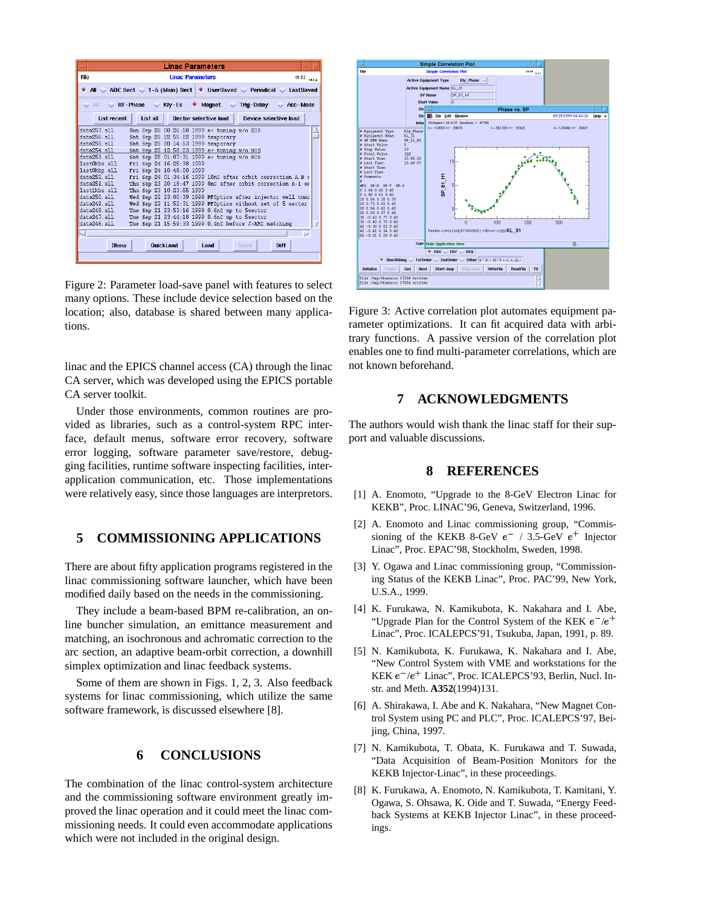Figure 2: Parameter load-save panel with features to select many options. These include device selection based on the location; also, database is shared between many applications.

linac and the EPICS channel access (CA) through the linac CA server, which was developed using the EPICS portable CA server toolkit.

Under those environments, common routines are provided as libraries, such as a control-system RPC interface, default menus, software error recovery, software error logging, software parameter save/restore, debugging facilities, runtime software inspecting facilities, inter-application communication, etc. Those implementations were relatively easy, since those languages are interpreters.

## 5 COMMISSIONING APPLICATIONS

There are about fifty application programs registered in the linac commissioning software launcher, which have been modified daily based on the needs in the commissioning.

They include a beam-based BPM re-calibration, an on-line buncher simulation, an emittance measurement and matching, an isochronous and achromatic correction to the arc section, an adaptive beam-orbit correction, a downhill simplex optimization and linac feedback systems.

Some of them are shown in Figs. 1, 2, 3. Also feedback systems for linac commissioning, which utilize the same software framework, is discussed elsewhere [8].

## 6 CONCLUSIONS

The combination of the linac control-system architecture and the commissioning software environment greatly improved the linac operation and it could meet the linac commissioning needs. It could even accommodate applications which were not included in the original design.

Figure 3: Active correlation plot automates equipment parameter optimizations. It can fit acquired data with arbitrary functions. A passive version of the correlation plot enables one to find multi-parameter correlations, which are not known beforehand.

## 7 ACKNOWLEDGMENTS

The authors would wish thank the linac staff for their support and valuable discussions.

## 8 REFERENCES

[1] A. Enomoto, "Upgrade to the 8-GeV Electron Linac for KEKB", Proc. LINAC'96, Geneva, Switzerland, 1996.

[2] A. Enomoto and Linac commissioning group, "Commissioning of the KEKB 8-GeV $e^-$ / 3.5-GeV $e^+$ Injector Linac", Proc. EPAC'98, Stockholm, Sweden, 1998.

[3] Y. Ogawa and Linac commissioning group, "Commissioning Status of the KEKB Linac", Proc. PAC'99, New York, U.S.A., 1999.

[4] K. Furukawa, N. Kamikubota, K. Nakahara and I. Abe, "Upgrade Plan for the Control System of the KEK $e^-/e^+$ Linac", Proc. ICALEPCS'91, Tsukuba, Japan, 1991, p. 89.

[5] N. Kamikubota, K. Furukawa, K. Nakahara and I. Abe, "New Control System with VME and workstations for the KEK $e^-/e^+$ Linac", Proc. ICALEPCS'93, Berlin, Nucl. Instr. and Meth. **A352**(1994)131.

[6] A. Shirakawa, I. Abe and K. Nakahara, "New Magnet Control System using PC and PLC", Proc. ICALEPCS'97, Beijing, China, 1997.

[7] N. Kamikubota, T. Obata, K. Furukawa and T. Suwada, "Data Acquisition of Beam-Position Monitors for the KEKB Injector-Linac", in these proceedings.

[8] K. Furukawa, A. Enomoto, N. Kamikubota, T. Kamitani, Y. Ogawa, S. Ohsawa, K. Oide and T. Suwada, "Energy Feedback Systems at KEKB Injector Linac", in these proceedings.